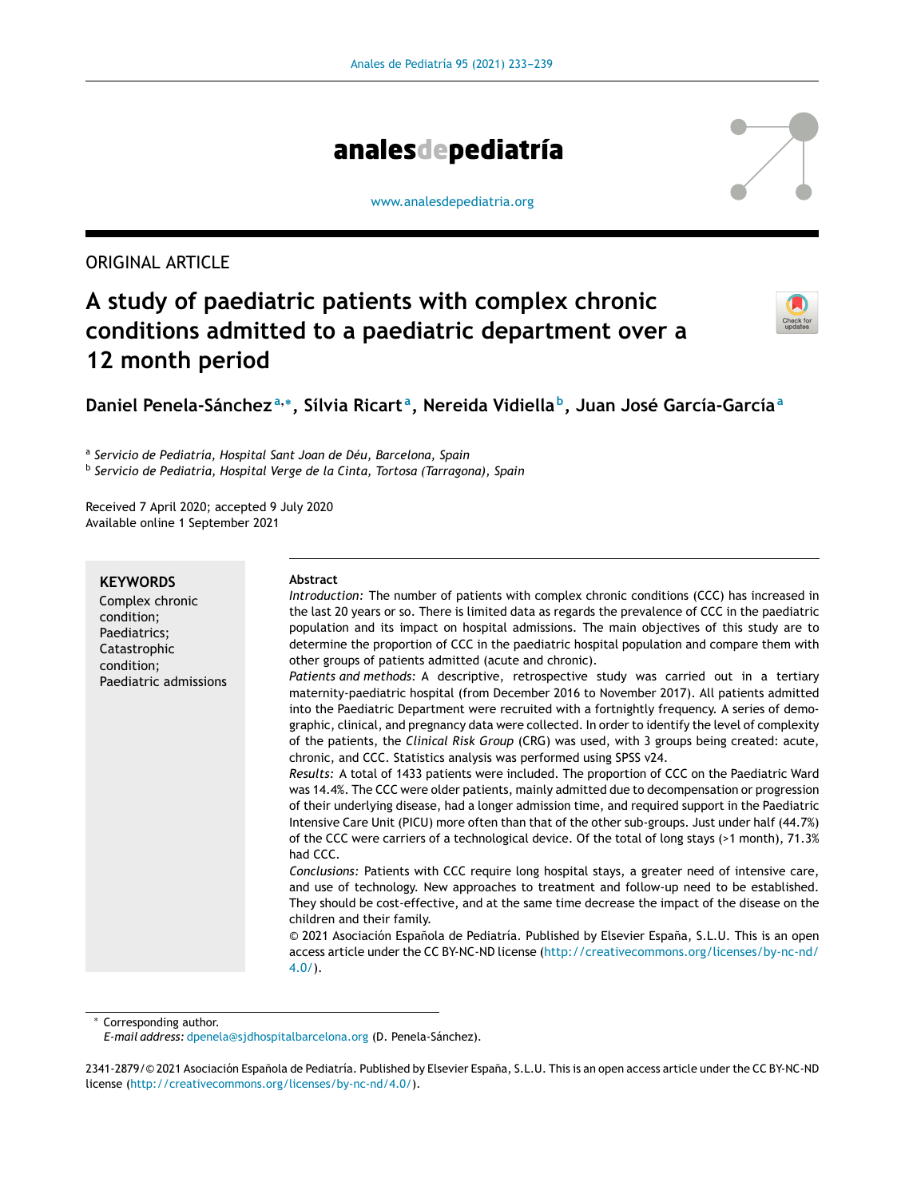ORIGINAL ARTICLE

# A study of paediatric patients with complex chronic conditions admitted to a paediatric department over a 12 month period

**Daniel Penela-Sánchez**[a,*], **Sílvia Ricart**[a], **Nereida Vidiella**[b], **Juan José García-García**[a]

[a] *Servicio de Pediatría, Hospital Sant Joan de Déu, Barcelona, Spain*
[b] *Servicio de Pediatría, Hospital Verge de la Cinta, Tortosa (Tarragona), Spain*

Received 7 April 2020; accepted 9 July 2020
Available online 1 September 2021

**KEYWORDS**
Complex chronic condition;
Paediatrics;
Catastrophic condition;
Paediatric admissions

**Abstract**

*Introduction:* The number of patients with complex chronic conditions (CCC) has increased in the last 20 years or so. There is limited data as regards the prevalence of CCC in the paediatric population and its impact on hospital admissions. The main objectives of this study are to determine the proportion of CCC in the paediatric hospital population and compare them with other groups of patients admitted (acute and chronic).

*Patients and methods:* A descriptive, retrospective study was carried out in a tertiary maternity-paediatric hospital (from December 2016 to November 2017). All patients admitted into the Paediatric Department were recruited with a fortnightly frequency. A series of demographic, clinical, and pregnancy data were collected. In order to identify the level of complexity of the patients, the *Clinical Risk Group* (CRG) was used, with 3 groups being created: acute, chronic, and CCC. Statistics analysis was performed using SPSS v24.

*Results:* A total of 1433 patients were included. The proportion of CCC on the Paediatric Ward was 14.4%. The CCC were older patients, mainly admitted due to decompensation or progression of their underlying disease, had a longer admission time, and required support in the Paediatric Intensive Care Unit (PICU) more often than that of the other sub-groups. Just under half (44.7%) of the CCC were carriers of a technological device. Of the total of long stays (>1 month), 71.3% had CCC.

*Conclusions:* Patients with CCC require long hospital stays, a greater need of intensive care, and use of technology. New approaches to treatment and follow-up need to be established. They should be cost-effective, and at the same time decrease the impact of the disease on the children and their family.

© 2021 Asociación Española de Pediatría. Published by Elsevier España, S.L.U. This is an open access article under the CC BY-NC-ND license (http://creativecommons.org/licenses/by-nc-nd/4.0/).

* Corresponding author.
*E-mail address:* dpenela@sjdhospitalbarcelona.org (D. Penela-Sánchez).

2341-2879/© 2021 Asociación Española de Pediatría. Published by Elsevier España, S.L.U. This is an open access article under the CC BY-NC-ND license (http://creativecommons.org/licenses/by-nc-nd/4.0/).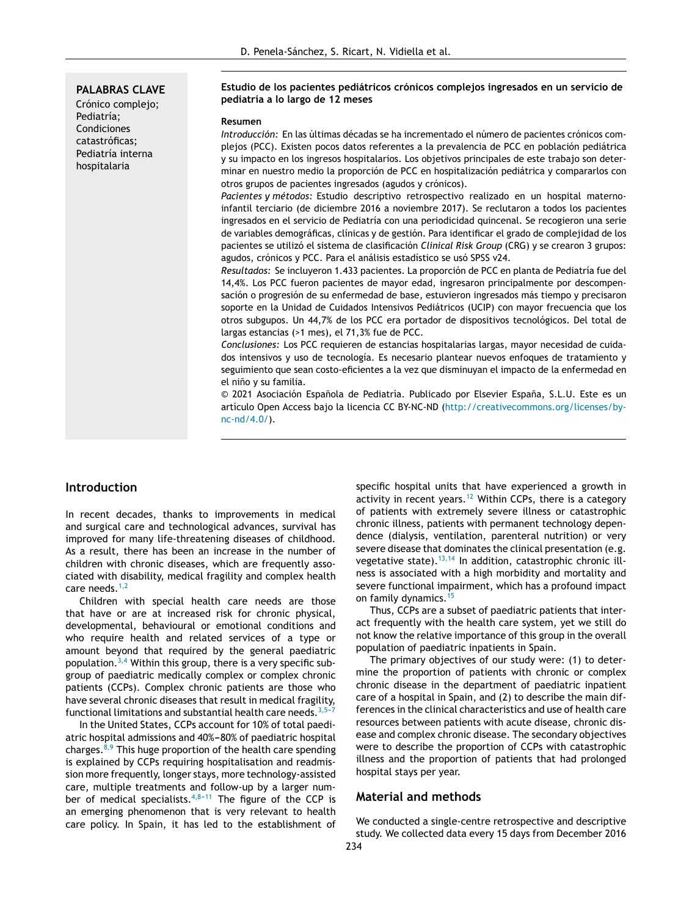**PALABRAS CLAVE**
Crónico complejo;
Pediatría;
Condiciones catastróficas;
Pediatría interna hospitalaria

**Estudio de los pacientes pediátricos crónicos complejos ingresados en un servicio de pediatría a lo largo de 12 meses**

**Resumen**

*Introducción:* En las últimas décadas se ha incrementado el número de pacientes crónicos complejos (PCC). Existen pocos datos referentes a la prevalencia de PCC en población pediátrica y su impacto en los ingresos hospitalarios. Los objetivos principales de este trabajo son determinar en nuestro medio la proporción de PCC en hospitalización pediátrica y compararlos con otros grupos de pacientes ingresados (agudos y crónicos).

*Pacientes y métodos:* Estudio descriptivo retrospectivo realizado en un hospital materno-infantil terciario (de diciembre 2016 a noviembre 2017). Se reclutaron a todos los pacientes ingresados en el servicio de Pediatría con una periodicidad quincenal. Se recogieron una serie de variables demográficas, clínicas y de gestión. Para identificar el grado de complejidad de los pacientes se utilizó el sistema de clasificación *Clinical Risk Group* (CRG) y se crearon 3 grupos: agudos, crónicos y PCC. Para el análisis estadístico se usó SPSS v24.

*Resultados:* Se incluyeron 1.433 pacientes. La proporción de PCC en planta de Pediatría fue del 14,4%. Los PCC fueron pacientes de mayor edad, ingresaron principalmente por descompensación o progresión de su enfermedad de base, estuvieron ingresados más tiempo y precisaron soporte en la Unidad de Cuidados Intensivos Pediátricos (UCIP) con mayor frecuencia que los otros subgupos. Un 44,7% de los PCC era portador de dispositivos tecnológicos. Del total de largas estancias (>1 mes), el 71,3% fue de PCC.

*Conclusiones:* Los PCC requieren de estancias hospitalarias largas, mayor necesidad de cuidados intensivos y uso de tecnología. Es necesario plantear nuevos enfoques de tratamiento y seguimiento que sean costo-eficientes a la vez que disminuyan el impacto de la enfermedad en el niño y su familia.

© 2021 Asociación Española de Pediatría. Publicado por Elsevier España, S.L.U. Este es un artículo Open Access bajo la licencia CC BY-NC-ND (http://creativecommons.org/licenses/by-nc-nd/4.0/).

## Introduction

In recent decades, thanks to improvements in medical and surgical care and technological advances, survival has improved for many life-threatening diseases of childhood. As a result, there has been an increase in the number of children with chronic diseases, which are frequently associated with disability, medical fragility and complex health care needs.[1,2]

Children with special health care needs are those that have or are at increased risk for chronic physical, developmental, behavioural or emotional conditions and who require health and related services of a type or amount beyond that required by the general paediatric population.[3,4] Within this group, there is a very specific subgroup of paediatric medically complex or complex chronic patients (CCPs). Complex chronic patients are those who have several chronic diseases that result in medical fragility, functional limitations and substantial health care needs.[3,5–7]

In the United States, CCPs account for 10% of total paediatric hospital admissions and 40%–80% of paediatric hospital charges.[8,9] This huge proportion of the health care spending is explained by CCPs requiring hospitalisation and readmission more frequently, longer stays, more technology-assisted care, multiple treatments and follow-up by a larger number of medical specialists.[4,8–11] The figure of the CCP is an emerging phenomenon that is very relevant to health care policy. In Spain, it has led to the establishment of specific hospital units that have experienced a growth in activity in recent years.[12] Within CCPs, there is a category of patients with extremely severe illness or catastrophic chronic illness, patients with permanent technology dependence (dialysis, ventilation, parenteral nutrition) or very severe disease that dominates the clinical presentation (e.g. vegetative state).[13,14] In addition, catastrophic chronic illness is associated with a high morbidity and mortality and severe functional impairment, which has a profound impact on family dynamics.[15]

Thus, CCPs are a subset of paediatric patients that interact frequently with the health care system, yet we still do not know the relative importance of this group in the overall population of paediatric inpatients in Spain.

The primary objectives of our study were: (1) to determine the proportion of patients with chronic or complex chronic disease in the department of paediatric inpatient care of a hospital in Spain, and (2) to describe the main differences in the clinical characteristics and use of health care resources between patients with acute disease, chronic disease and complex chronic disease. The secondary objectives were to describe the proportion of CCPs with catastrophic illness and the proportion of patients that had prolonged hospital stays per year.

## Material and methods

We conducted a single-centre retrospective and descriptive study. We collected data every 15 days from December 2016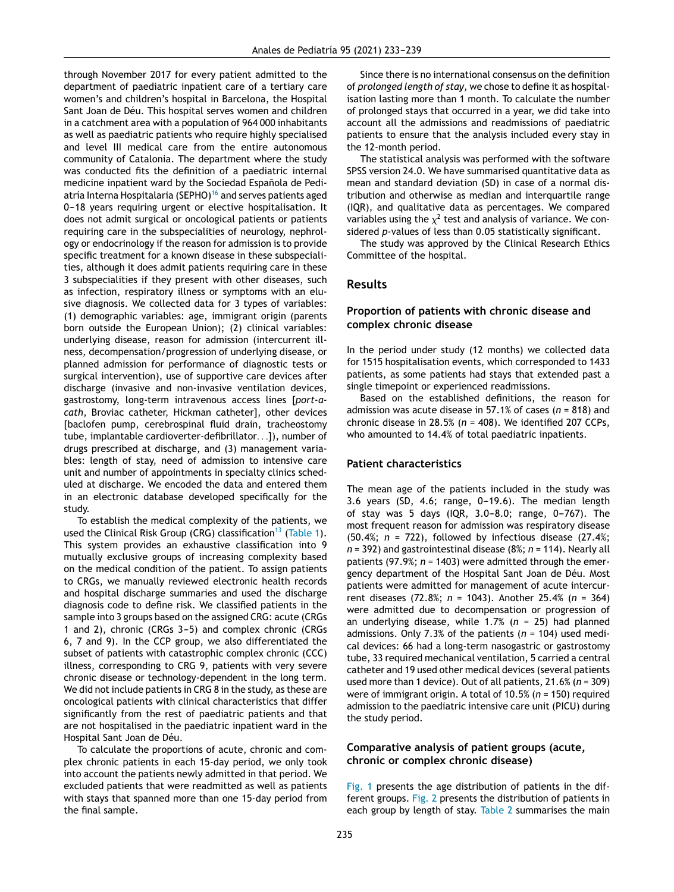through November 2017 for every patient admitted to the department of paediatric inpatient care of a tertiary care women's and children's hospital in Barcelona, the Hospital Sant Joan de Déu. This hospital serves women and children in a catchment area with a population of 964 000 inhabitants as well as paediatric patients who require highly specialised and level III medical care from the entire autonomous community of Catalonia. The department where the study was conducted fits the definition of a paediatric internal medicine inpatient ward by the Sociedad Española de Pediatría Interna Hospitalaria (SEPHO)[16] and serves patients aged 0–18 years requiring urgent or elective hospitalisation. It does not admit surgical or oncological patients or patients requiring care in the subspecialities of neurology, nephrology or endocrinology if the reason for admission is to provide specific treatment for a known disease in these subspecialities, although it does admit patients requiring care in these 3 subspecialities if they present with other diseases, such as infection, respiratory illness or symptoms with an elusive diagnosis. We collected data for 3 types of variables: (1) demographic variables: age, immigrant origin (parents born outside the European Union); (2) clinical variables: underlying disease, reason for admission (intercurrent illness, decompensation/progression of underlying disease, or planned admission for performance of diagnostic tests or surgical intervention), use of supportive care devices after discharge (invasive and non-invasive ventilation devices, gastrostomy, long-term intravenous access lines [*port-a-cath*, Broviac catheter, Hickman catheter], other devices [baclofen pump, cerebrospinal fluid drain, tracheostomy tube, implantable cardioverter-defibrillator...]), number of drugs prescribed at discharge, and (3) management variables: length of stay, need of admission to intensive care unit and number of appointments in specialty clinics scheduled at discharge. We encoded the data and entered them in an electronic database developed specifically for the study.

To establish the medical complexity of the patients, we used the Clinical Risk Group (CRG) classification[13] (Table 1). This system provides an exhaustive classification into 9 mutually exclusive groups of increasing complexity based on the medical condition of the patient. To assign patients to CRGs, we manually reviewed electronic health records and hospital discharge summaries and used the discharge diagnosis code to define risk. We classified patients in the sample into 3 groups based on the assigned CRG: acute (CRGs 1 and 2), chronic (CRGs 3–5) and complex chronic (CRGs 6, 7 and 9). In the CCP group, we also differentiated the subset of patients with catastrophic complex chronic (CCC) illness, corresponding to CRG 9, patients with very severe chronic disease or technology-dependent in the long term. We did not include patients in CRG 8 in the study, as these are oncological patients with clinical characteristics that differ significantly from the rest of paediatric patients and that are not hospitalised in the paediatric inpatient ward in the Hospital Sant Joan de Déu.

To calculate the proportions of acute, chronic and complex chronic patients in each 15-day period, we only took into account the patients newly admitted in that period. We excluded patients that were readmitted as well as patients with stays that spanned more than one 15-day period from the final sample.

Since there is no international consensus on the definition of *prolonged length of stay*, we chose to define it as hospitalisation lasting more than 1 month. To calculate the number of prolonged stays that occurred in a year, we did take into account all the admissions and readmissions of paediatric patients to ensure that the analysis included every stay in the 12-month period.

The statistical analysis was performed with the software SPSS version 24.0. We have summarised quantitative data as mean and standard deviation (SD) in case of a normal distribution and otherwise as median and interquartile range (IQR), and qualitative data as percentages. We compared variables using the $\chi^2$ test and analysis of variance. We considered *p*-values of less than 0.05 statistically significant.

The study was approved by the Clinical Research Ethics Committee of the hospital.

## Results

### Proportion of patients with chronic disease and complex chronic disease

In the period under study (12 months) we collected data for 1515 hospitalisation events, which corresponded to 1433 patients, as some patients had stays that extended past a single timepoint or experienced readmissions.

Based on the established definitions, the reason for admission was acute disease in 57.1% of cases ($n$ = 818) and chronic disease in 28.5% ($n$ = 408). We identified 207 CCPs, who amounted to 14.4% of total paediatric inpatients.

### Patient characteristics

The mean age of the patients included in the study was 3.6 years (SD, 4.6; range, 0–19.6). The median length of stay was 5 days (IQR, 3.0–8.0; range, 0–767). The most frequent reason for admission was respiratory disease (50.4%; $n$ = 722), followed by infectious disease (27.4%; $n$ = 392) and gastrointestinal disease (8%; $n$ = 114). Nearly all patients (97.9%; $n$ = 1403) were admitted through the emergency department of the Hospital Sant Joan de Déu. Most patients were admitted for management of acute intercurrent diseases (72.8%; $n$ = 1043). Another 25.4% ($n$ = 364) were admitted due to decompensation or progression of an underlying disease, while 1.7% ($n$ = 25) had planned admissions. Only 7.3% of the patients ($n$ = 104) used medical devices: 66 had a long-term nasogastric or gastrostomy tube, 33 required mechanical ventilation, 5 carried a central catheter and 19 used other medical devices (several patients used more than 1 device). Out of all patients, 21.6% ($n$ = 309) were of immigrant origin. A total of 10.5% ($n$ = 150) required admission to the paediatric intensive care unit (PICU) during the study period.

### Comparative analysis of patient groups (acute, chronic or complex chronic disease)

Fig. 1 presents the age distribution of patients in the different groups. Fig. 2 presents the distribution of patients in each group by length of stay. Table 2 summarises the main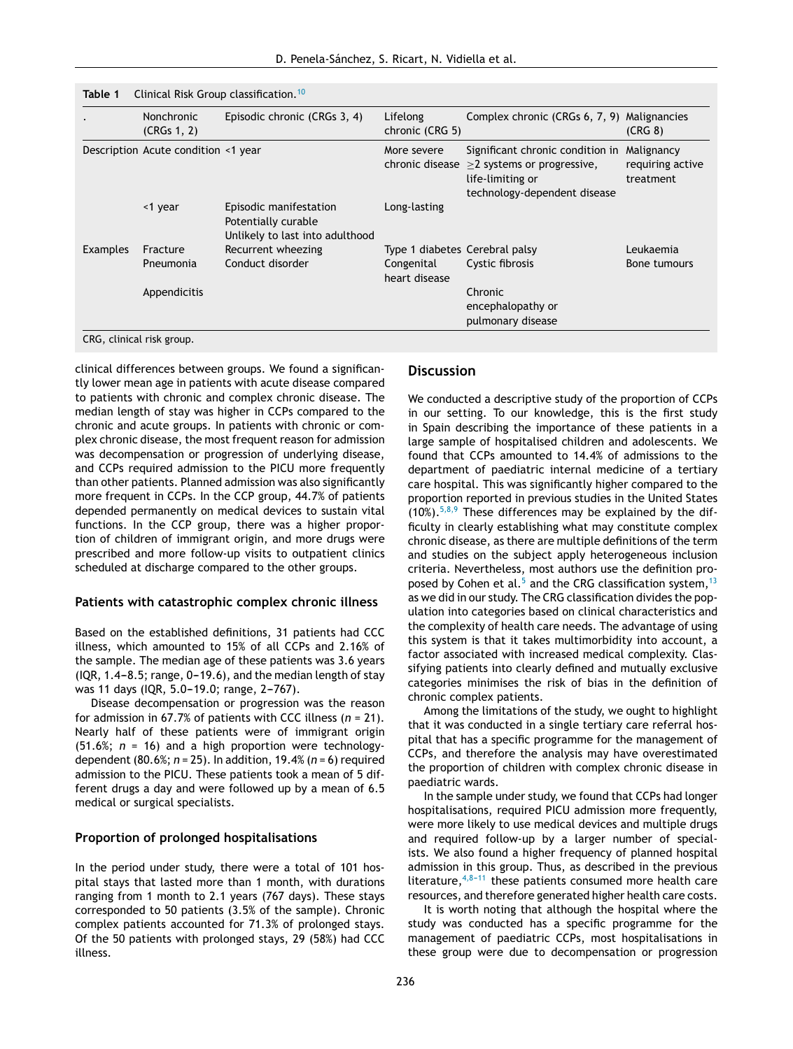**Table 1** Clinical Risk Group classification.[10]

| . | Nonchronic (CRGs 1, 2) | Episodic chronic (CRGs 3, 4) | Lifelong chronic (CRG 5) | Complex chronic (CRGs 6, 7, 9) | Malignancies (CRG 8) |
|---|---|---|---|---|---|
| Description | Acute condition <1 year | | More severe chronic disease | Significant chronic condition in ≥2 systems or progressive, life-limiting or technology-dependent disease | Malignancy requiring active treatment |
| | <1 year | Episodic manifestation<br>Potentially curable<br>Unlikely to last into adulthood | Long-lasting | | |
| Examples | Fracture<br>Pneumonia | Recurrent wheezing<br>Conduct disorder | Type 1 diabetes<br>Congenital heart disease | Cerebral palsy<br>Cystic fibrosis | Leukaemia<br>Bone tumours |
| | Appendicitis | | | Chronic encephalopathy or pulmonary disease | |

CRG, clinical risk group.

clinical differences between groups. We found a significantly lower mean age in patients with acute disease compared to patients with chronic and complex chronic disease. The median length of stay was higher in CCPs compared to the chronic and acute groups. In patients with chronic or complex chronic disease, the most frequent reason for admission was decompensation or progression of underlying disease, and CCPs required admission to the PICU more frequently than other patients. Planned admission was also significantly more frequent in CCPs. In the CCP group, 44.7% of patients depended permanently on medical devices to sustain vital functions. In the CCP group, there was a higher proportion of children of immigrant origin, and more drugs were prescribed and more follow-up visits to outpatient clinics scheduled at discharge compared to the other groups.

### Patients with catastrophic complex chronic illness

Based on the established definitions, 31 patients had CCC illness, which amounted to 15% of all CCPs and 2.16% of the sample. The median age of these patients was 3.6 years (IQR, 1.4–8.5; range, 0–19.6), and the median length of stay was 11 days (IQR, 5.0–19.0; range, 2–767).

Disease decompensation or progression was the reason for admission in 67.7% of patients with CCC illness ($n$ = 21). Nearly half of these patients were of immigrant origin (51.6%; $n$ = 16) and a high proportion were technology-dependent (80.6%; $n$ = 25). In addition, 19.4% ($n$ = 6) required admission to the PICU. These patients took a mean of 5 different drugs a day and were followed up by a mean of 6.5 medical or surgical specialists.

### Proportion of prolonged hospitalisations

In the period under study, there were a total of 101 hospital stays that lasted more than 1 month, with durations ranging from 1 month to 2.1 years (767 days). These stays corresponded to 50 patients (3.5% of the sample). Chronic complex patients accounted for 71.3% of prolonged stays. Of the 50 patients with prolonged stays, 29 (58%) had CCC illness.

## Discussion

We conducted a descriptive study of the proportion of CCPs in our setting. To our knowledge, this is the first study in Spain describing the importance of these patients in a large sample of hospitalised children and adolescents. We found that CCPs amounted to 14.4% of admissions to the department of paediatric internal medicine of a tertiary care hospital. This was significantly higher compared to the proportion reported in previous studies in the United States (10%).[5,8,9] These differences may be explained by the difficulty in clearly establishing what may constitute complex chronic disease, as there are multiple definitions of the term and studies on the subject apply heterogeneous inclusion criteria. Nevertheless, most authors use the definition proposed by Cohen et al.[5] and the CRG classification system,[13] as we did in our study. The CRG classification divides the population into categories based on clinical characteristics and the complexity of health care needs. The advantage of using this system is that it takes multimorbidity into account, a factor associated with increased medical complexity. Classifying patients into clearly defined and mutually exclusive categories minimises the risk of bias in the definition of chronic complex patients.

Among the limitations of the study, we ought to highlight that it was conducted in a single tertiary care referral hospital that has a specific programme for the management of CCPs, and therefore the analysis may have overestimated the proportion of children with complex chronic disease in paediatric wards.

In the sample under study, we found that CCPs had longer hospitalisations, required PICU admission more frequently, were more likely to use medical devices and multiple drugs and required follow-up by a larger number of specialists. We also found a higher frequency of planned hospital admission in this group. Thus, as described in the previous literature,[4,8–11] these patients consumed more health care resources, and therefore generated higher health care costs.

It is worth noting that although the hospital where the study was conducted has a specific programme for the management of paediatric CCPs, most hospitalisations in these group were due to decompensation or progression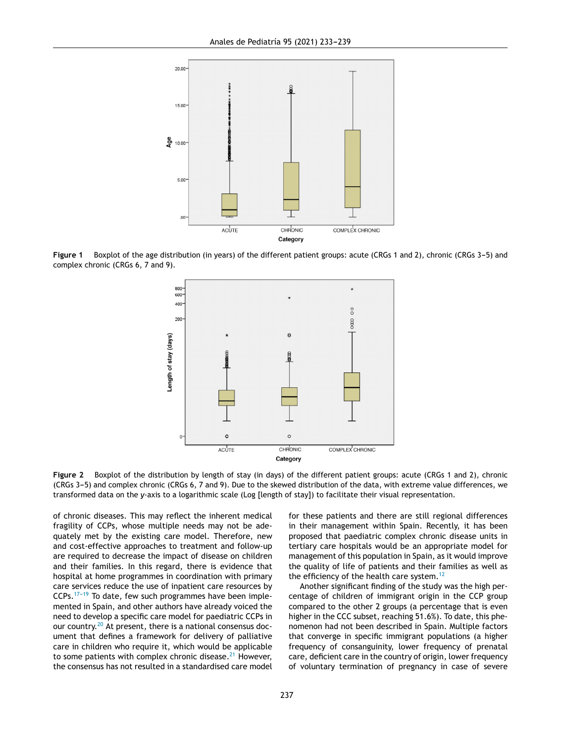Figure 1 Boxplot of the age distribution (in years) of the different patient groups: acute (CRGs 1 and 2), chronic (CRGs 3–5) and complex chronic (CRGs 6, 7 and 9).

Figure 2 Boxplot of the distribution by length of stay (in days) of the different patient groups: acute (CRGs 1 and 2), chronic (CRGs 3–5) and complex chronic (CRGs 6, 7 and 9). Due to the skewed distribution of the data, with extreme value differences, we transformed data on the *y*-axis to a logarithmic scale (Log [length of stay]) to facilitate their visual representation.

of chronic diseases. This may reflect the inherent medical fragility of CCPs, whose multiple needs may not be adequately met by the existing care model. Therefore, new and cost-effective approaches to treatment and follow-up are required to decrease the impact of disease on children and their families. In this regard, there is evidence that hospital at home programmes in coordination with primary care services reduce the use of inpatient care resources by CCPs.[17–19] To date, few such programmes have been implemented in Spain, and other authors have already voiced the need to develop a specific care model for paediatric CCPs in our country.[20] At present, there is a national consensus document that defines a framework for delivery of palliative care in children who require it, which would be applicable to some patients with complex chronic disease.[21] However, the consensus has not resulted in a standardised care model for these patients and there are still regional differences in their management within Spain. Recently, it has been proposed that paediatric complex chronic disease units in tertiary care hospitals would be an appropriate model for management of this population in Spain, as it would improve the quality of life of patients and their families as well as the efficiency of the health care system.[12]

Another significant finding of the study was the high percentage of children of immigrant origin in the CCP group compared to the other 2 groups (a percentage that is even higher in the CCC subset, reaching 51.6%). To date, this phenomenon had not been described in Spain. Multiple factors that converge in specific immigrant populations (a higher frequency of consanguinity, lower frequency of prenatal care, deficient care in the country of origin, lower frequency of voluntary termination of pregnancy in case of severe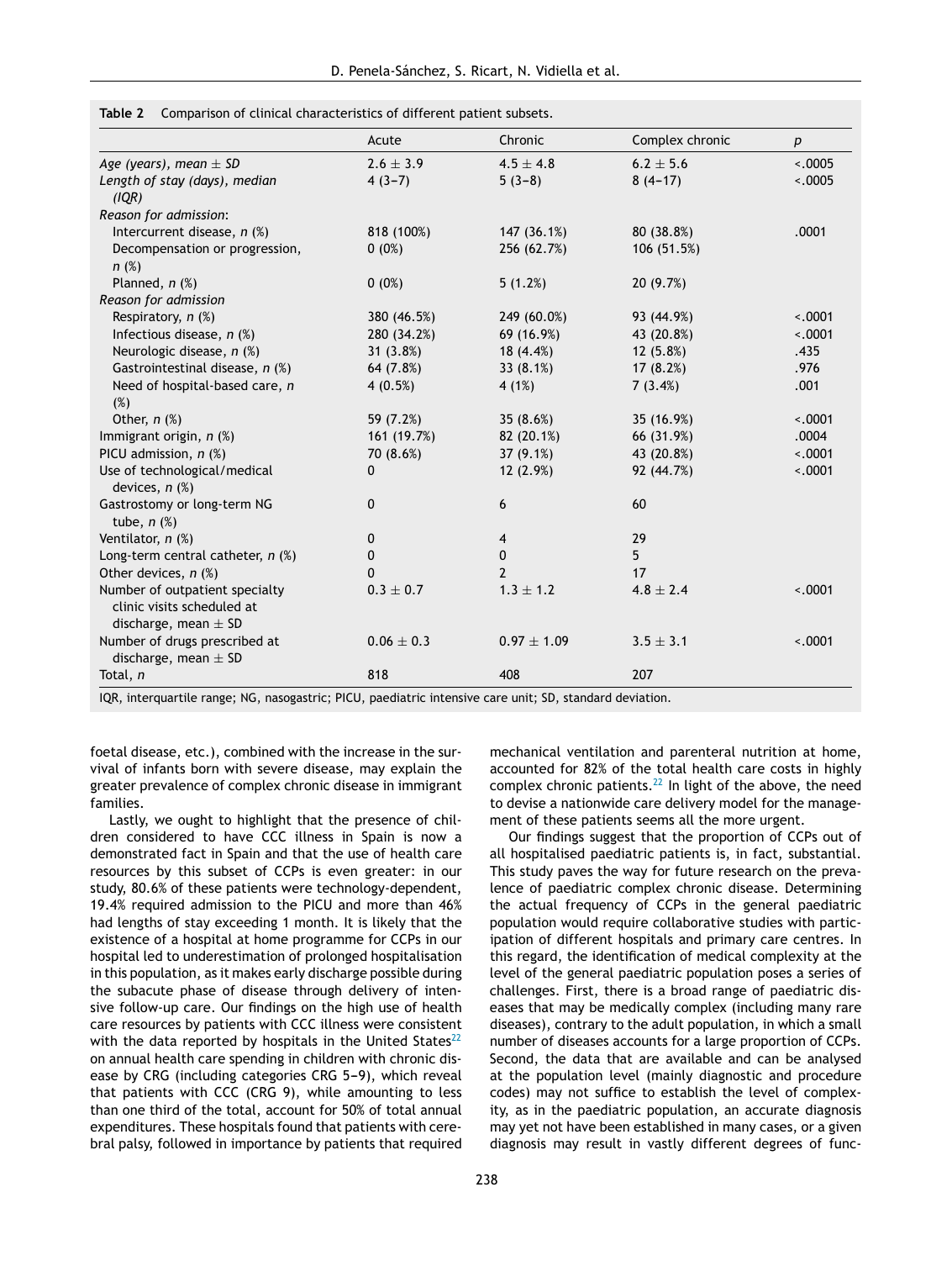**Table 2** Comparison of clinical characteristics of different patient subsets.

| | Acute | Chronic | Complex chronic | *p* |
|---|---|---|---|---|
| *Age (years), mean ± SD* | 2.6 ± 3.9 | 4.5 ± 4.8 | 6.2 ± 5.6 | <.0005 |
| *Length of stay (days), median (IQR)* | 4 (3–7) | 5 (3–8) | 8 (4–17) | <.0005 |
| *Reason for admission*: | | | | |
| Intercurrent disease, *n* (%) | 818 (100%) | 147 (36.1%) | 80 (38.8%) | .0001 |
| Decompensation or progression, *n* (%) | 0 (0%) | 256 (62.7%) | 106 (51.5%) | |
| Planned, *n* (%) | 0 (0%) | 5 (1.2%) | 20 (9.7%) | |
| *Reason for admission* | | | | |
| Respiratory, *n* (%) | 380 (46.5%) | 249 (60.0%) | 93 (44.9%) | <.0001 |
| Infectious disease, *n* (%) | 280 (34.2%) | 69 (16.9%) | 43 (20.8%) | <.0001 |
| Neurologic disease, *n* (%) | 31 (3.8%) | 18 (4.4%) | 12 (5.8%) | .435 |
| Gastrointestinal disease, *n* (%) | 64 (7.8%) | 33 (8.1%) | 17 (8.2%) | .976 |
| Need of hospital-based care, *n* (%) | 4 (0.5%) | 4 (1%) | 7 (3.4%) | .001 |
| Other, *n* (%) | 59 (7.2%) | 35 (8.6%) | 35 (16.9%) | <.0001 |
| Immigrant origin, *n* (%) | 161 (19.7%) | 82 (20.1%) | 66 (31.9%) | .0004 |
| PICU admission, *n* (%) | 70 (8.6%) | 37 (9.1%) | 43 (20.8%) | <.0001 |
| Use of technological/medical devices, *n* (%) | 0 | 12 (2.9%) | 92 (44.7%) | <.0001 |
| Gastrostomy or long-term NG tube, *n* (%) | 0 | 6 | 60 | |
| Ventilator, *n* (%) | 0 | 4 | 29 | |
| Long-term central catheter, *n* (%) | 0 | 0 | 5 | |
| Other devices, *n* (%) | 0 | 2 | 17 | |
| Number of outpatient specialty clinic visits scheduled at discharge, mean ± SD | 0.3 ± 0.7 | 1.3 ± 1.2 | 4.8 ± 2.4 | <.0001 |
| Number of drugs prescribed at discharge, mean ± SD | 0.06 ± 0.3 | 0.97 ± 1.09 | 3.5 ± 3.1 | <.0001 |
| Total, *n* | 818 | 408 | 207 | |

IQR, interquartile range; NG, nasogastric; PICU, paediatric intensive care unit; SD, standard deviation.

foetal disease, etc.), combined with the increase in the survival of infants born with severe disease, may explain the greater prevalence of complex chronic disease in immigrant families.

Lastly, we ought to highlight that the presence of children considered to have CCC illness in Spain is now a demonstrated fact in Spain and that the use of health care resources by this subset of CCPs is even greater: in our study, 80.6% of these patients were technology-dependent, 19.4% required admission to the PICU and more than 46% had lengths of stay exceeding 1 month. It is likely that the existence of a hospital at home programme for CCPs in our hospital led to underestimation of prolonged hospitalisation in this population, as it makes early discharge possible during the subacute phase of disease through delivery of intensive follow-up care. Our findings on the high use of health care resources by patients with CCC illness were consistent with the data reported by hospitals in the United States[22] on annual health care spending in children with chronic disease by CRG (including categories CRG 5–9), which reveal that patients with CCC (CRG 9), while amounting to less than one third of the total, account for 50% of total annual expenditures. These hospitals found that patients with cerebral palsy, followed in importance by patients that required mechanical ventilation and parenteral nutrition at home, accounted for 82% of the total health care costs in highly complex chronic patients.[22] In light of the above, the need to devise a nationwide care delivery model for the management of these patients seems all the more urgent.

Our findings suggest that the proportion of CCPs out of all hospitalised paediatric patients is, in fact, substantial. This study paves the way for future research on the prevalence of paediatric complex chronic disease. Determining the actual frequency of CCPs in the general paediatric population would require collaborative studies with participation of different hospitals and primary care centres. In this regard, the identification of medical complexity at the level of the general paediatric population poses a series of challenges. First, there is a broad range of paediatric diseases that may be medically complex (including many rare diseases), contrary to the adult population, in which a small number of diseases accounts for a large proportion of CCPs. Second, the data that are available and can be analysed at the population level (mainly diagnostic and procedure codes) may not suffice to establish the level of complexity, as in the paediatric population, an accurate diagnosis may yet not have been established in many cases, or a given diagnosis may result in vastly different degrees of func-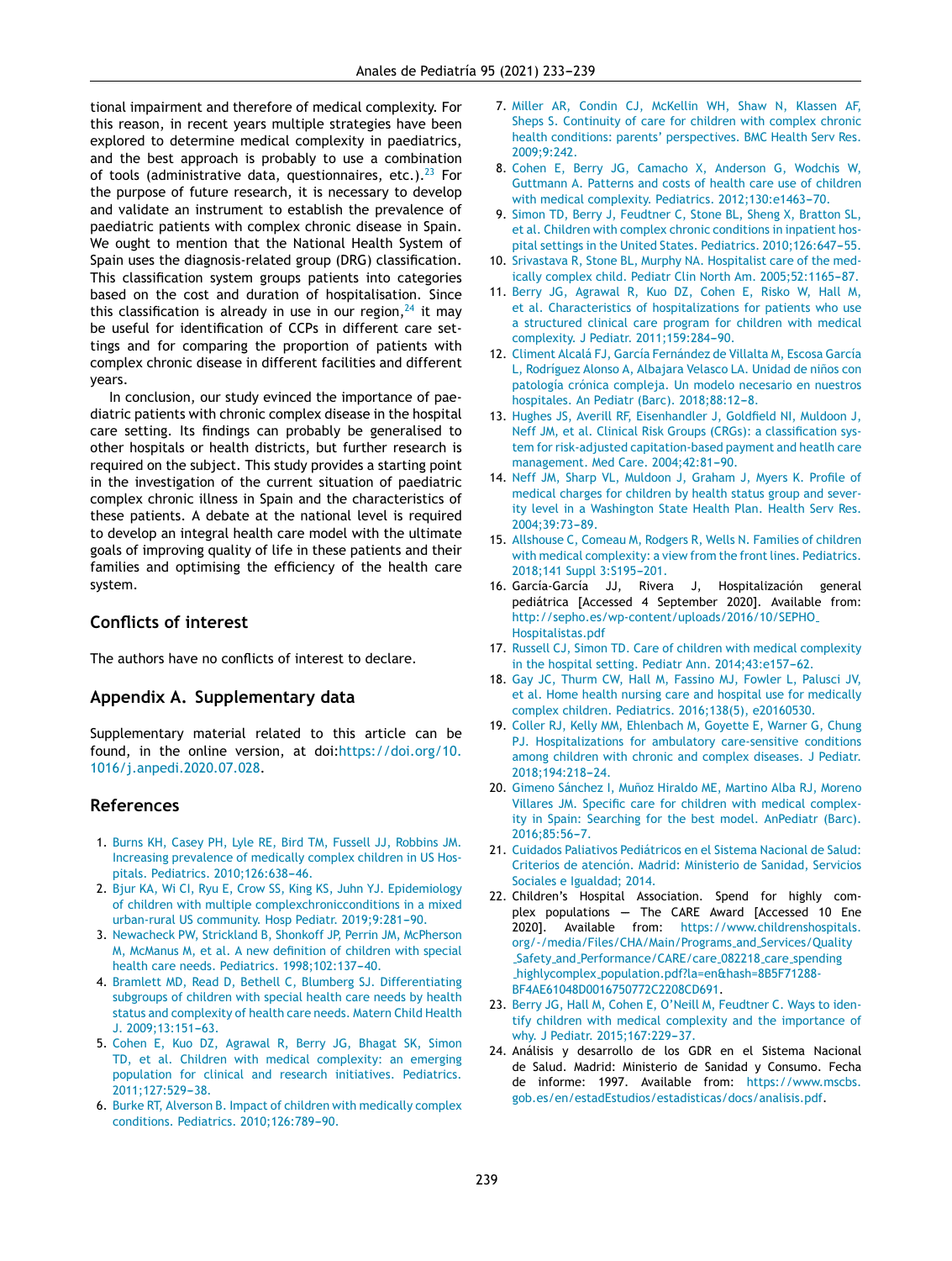tional impairment and therefore of medical complexity. For this reason, in recent years multiple strategies have been explored to determine medical complexity in paediatrics, and the best approach is probably to use a combination of tools (administrative data, questionnaires, etc.).[23] For the purpose of future research, it is necessary to develop and validate an instrument to establish the prevalence of paediatric patients with complex chronic disease in Spain. We ought to mention that the National Health System of Spain uses the diagnosis-related group (DRG) classification. This classification system groups patients into categories based on the cost and duration of hospitalisation. Since this classification is already in use in our region,[24] it may be useful for identification of CCPs in different care settings and for comparing the proportion of patients with complex chronic disease in different facilities and different years.

In conclusion, our study evinced the importance of paediatric patients with chronic complex disease in the hospital care setting. Its findings can probably be generalised to other hospitals or health districts, but further research is required on the subject. This study provides a starting point in the investigation of the current situation of paediatric complex chronic illness in Spain and the characteristics of these patients. A debate at the national level is required to develop an integral health care model with the ultimate goals of improving quality of life in these patients and their families and optimising the efficiency of the health care system.

## Conflicts of interest

The authors have no conflicts of interest to declare.

## Appendix A. Supplementary data

Supplementary material related to this article can be found, in the online version, at doi:https://doi.org/10.1016/j.anpedi.2020.07.028.

## References

1. Burns KH, Casey PH, Lyle RE, Bird TM, Fussell JJ, Robbins JM. Increasing prevalence of medically complex children in US Hospitals. Pediatrics. 2010;126:638–46.
2. Bjur KA, Wi CI, Ryu E, Crow SS, King KS, Juhn YJ. Epidemiology of children with multiple complexchronicconditions in a mixed urban-rural US community. Hosp Pediatr. 2019;9:281–90.
3. Newacheck PW, Strickland B, Shonkoff JP, Perrin JM, McPherson M, McManus M, et al. A new definition of children with special health care needs. Pediatrics. 1998;102:137–40.
4. Bramlett MD, Read D, Bethell C, Blumberg SJ. Differentiating subgroups of children with special health care needs by health status and complexity of health care needs. Matern Child Health J. 2009;13:151–63.
5. Cohen E, Kuo DZ, Agrawal R, Berry JG, Bhagat SK, Simon TD, et al. Children with medical complexity: an emerging population for clinical and research initiatives. Pediatrics. 2011;127:529–38.
6. Burke RT, Alverson B. Impact of children with medically complex conditions. Pediatrics. 2010;126:789–90.
7. Miller AR, Condin CJ, McKellin WH, Shaw N, Klassen AF, Sheps S. Continuity of care for children with complex chronic health conditions: parents' perspectives. BMC Health Serv Res. 2009;9:242.
8. Cohen E, Berry JG, Camacho X, Anderson G, Wodchis W, Guttmann A. Patterns and costs of health care use of children with medical complexity. Pediatrics. 2012;130:e1463–70.
9. Simon TD, Berry J, Feudtner C, Stone BL, Sheng X, Bratton SL, et al. Children with complex chronic conditions in inpatient hospital settings in the United States. Pediatrics. 2010;126:647–55.
10. Srivastava R, Stone BL, Murphy NA. Hospitalist care of the medically complex child. Pediatr Clin North Am. 2005;52:1165–87.
11. Berry JG, Agrawal R, Kuo DZ, Cohen E, Risko W, Hall M, et al. Characteristics of hospitalizations for patients who use a structured clinical care program for children with medical complexity. J Pediatr. 2011;159:284–90.
12. Climent Alcalá FJ, García Fernández de Villalta M, Escosa García L, Rodríguez Alonso A, Albajara Velasco LA. Unidad de niños con patología crónica compleja. Un modelo necesario en nuestros hospitales. An Pediatr (Barc). 2018;88:12–8.
13. Hughes JS, Averill RF, Eisenhandler J, Goldfield NI, Muldoon J, Neff JM, et al. Clinical Risk Groups (CRGs): a classification system for risk-adjusted capitation-based payment and health care management. Med Care. 2004;42:81–90.
14. Neff JM, Sharp VL, Muldoon J, Graham J, Myers K. Profile of medical charges for children by health status group and severity level in a Washington State Health Plan. Health Serv Res. 2004;39:73–89.
15. Allshouse C, Comeau M, Rodgers R, Wells N. Families of children with medical complexity: a view from the front lines. Pediatrics. 2018;141 Suppl 3:S195–201.
16. García-García JJ, Rivera J, Hospitalización general pediátrica [Accessed 4 September 2020]. Available from: http://sepho.es/wp-content/uploads/2016/10/SEPHO_Hospitalistas.pdf
17. Russell CJ, Simon TD. Care of children with medical complexity in the hospital setting. Pediatr Ann. 2014;43:e157–62.
18. Gay JC, Thurm CW, Hall M, Fassino MJ, Fowler L, Palusci JV, et al. Home health nursing care and hospital use for medically complex children. Pediatrics. 2016;138(5), e20160530.
19. Coller RJ, Kelly MM, Ehlenbach M, Goyette E, Warner G, Chung PJ. Hospitalizations for ambulatory care-sensitive conditions among children with chronic and complex diseases. J Pediatr. 2018;194:218–24.
20. Gimeno Sánchez I, Muñoz Hiraldo ME, Martino Alba RJ, Moreno Villares JM. Specific care for children with medical complexity in Spain: Searching for the best model. AnPediatr (Barc). 2016;85:56–7.
21. Cuidados Paliativos Pediátricos en el Sistema Nacional de Salud: Criterios de atención. Madrid: Ministerio de Sanidad, Servicios Sociales e Igualdad; 2014.
22. Children's Hospital Association. Spend for highly complex populations — The CARE Award [Accessed 10 Ene 2020]. Available from: https://www.childrenshospitals.org/-/media/Files/CHA/Main/Programs_and_Services/Quality_Safety_and_Performance/CARE/care_082218_care_spending_highlycomplex_population.pdf?la=en&hash=8B5F71288-BF4AE61048D0016750772C2208CD691.
23. Berry JG, Hall M, Cohen E, O'Neill M, Feudtner C. Ways to identify children with medical complexity and the importance of why. J Pediatr. 2015;167:229–37.
24. Análisis y desarrollo de los GDR en el Sistema Nacional de Salud. Madrid: Ministerio de Sanidad y Consumo. Fecha de informe: 1997. Available from: https://www.mscbs.gob.es/en/estadEstudios/estadisticas/docs/analisis.pdf.